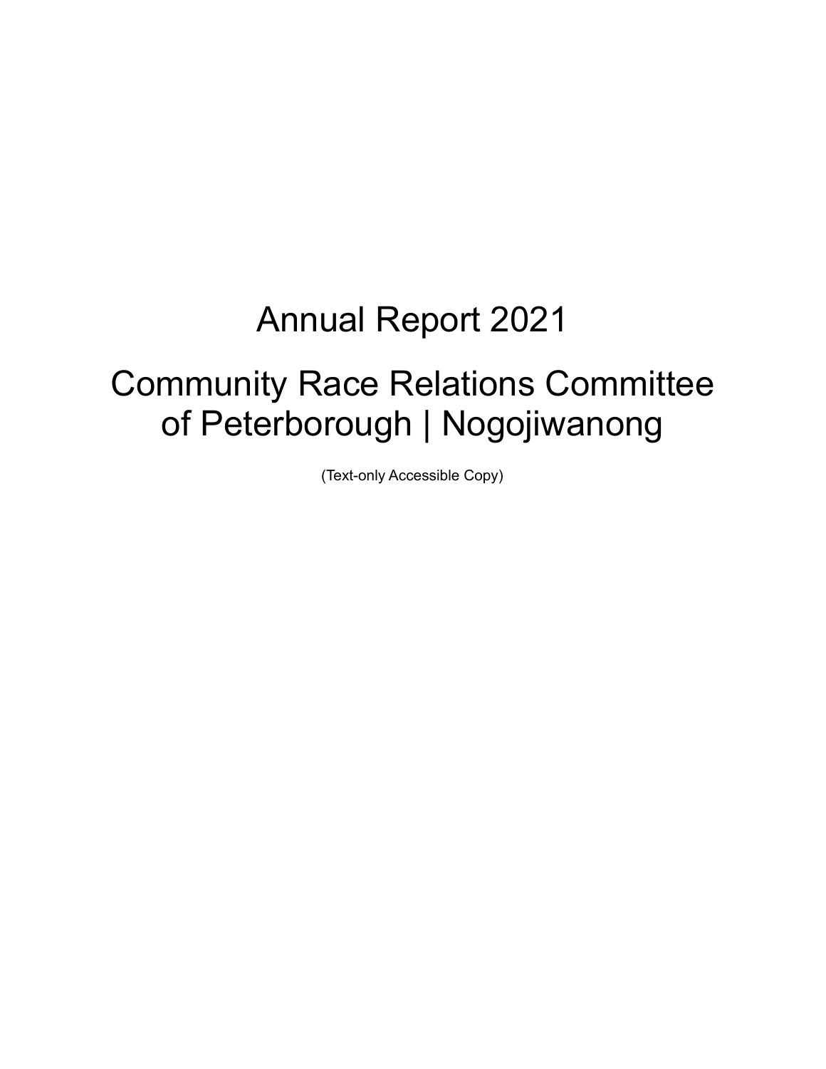# Annual Report 2021

# Community Race Relations Committee of Peterborough | Nogojiwanong

(Text-only Accessible Copy)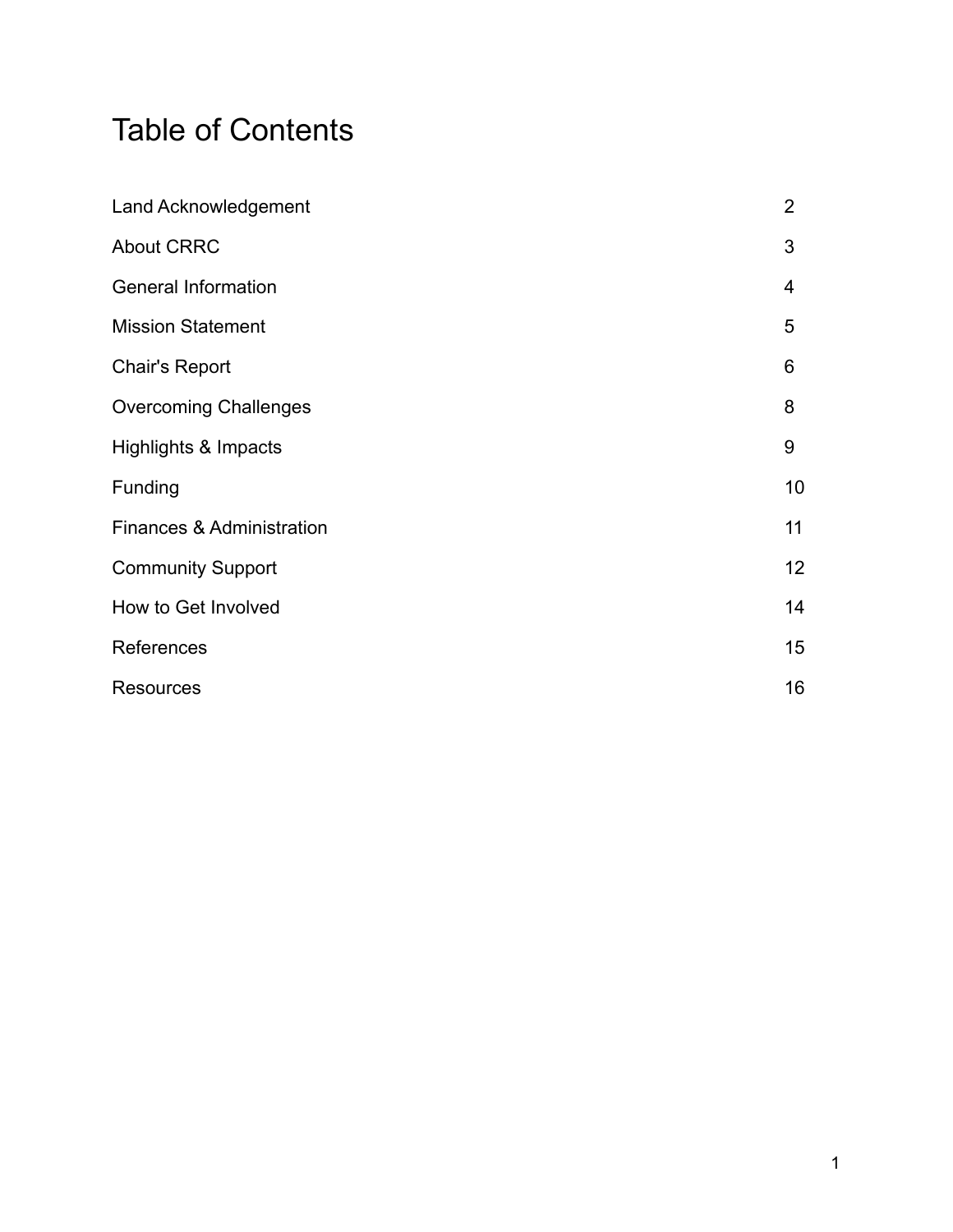# Table of Contents

| | |
|---|---|
| Land Acknowledgement | 2 |
| About CRRC | 3 |
| General Information | 4 |
| Mission Statement | 5 |
| Chair's Report | 6 |
| Overcoming Challenges | 8 |
| Highlights & Impacts | 9 |
| Funding | 10 |
| Finances & Administration | 11 |
| Community Support | 12 |
| How to Get Involved | 14 |
| References | 15 |
| Resources | 16 |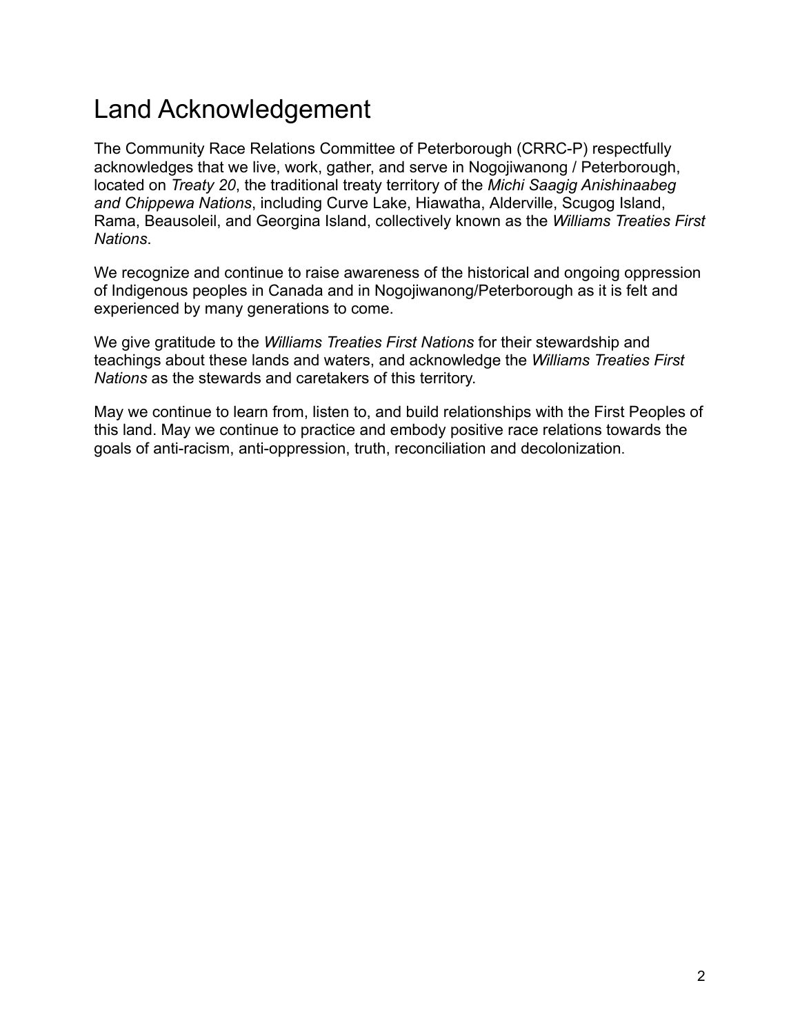# Land Acknowledgement

The Community Race Relations Committee of Peterborough (CRRC-P) respectfully acknowledges that we live, work, gather, and serve in Nogojiwanong / Peterborough, located on *Treaty 20*, the traditional treaty territory of the *Michi Saagig Anishinaabeg and Chippewa Nations*, including Curve Lake, Hiawatha, Alderville, Scugog Island, Rama, Beausoleil, and Georgina Island, collectively known as the *Williams Treaties First Nations*.

We recognize and continue to raise awareness of the historical and ongoing oppression of Indigenous peoples in Canada and in Nogojiwanong/Peterborough as it is felt and experienced by many generations to come.

We give gratitude to the *Williams Treaties First Nations* for their stewardship and teachings about these lands and waters, and acknowledge the *Williams Treaties First Nations* as the stewards and caretakers of this territory.

May we continue to learn from, listen to, and build relationships with the First Peoples of this land. May we continue to practice and embody positive race relations towards the goals of anti-racism, anti-oppression, truth, reconciliation and decolonization.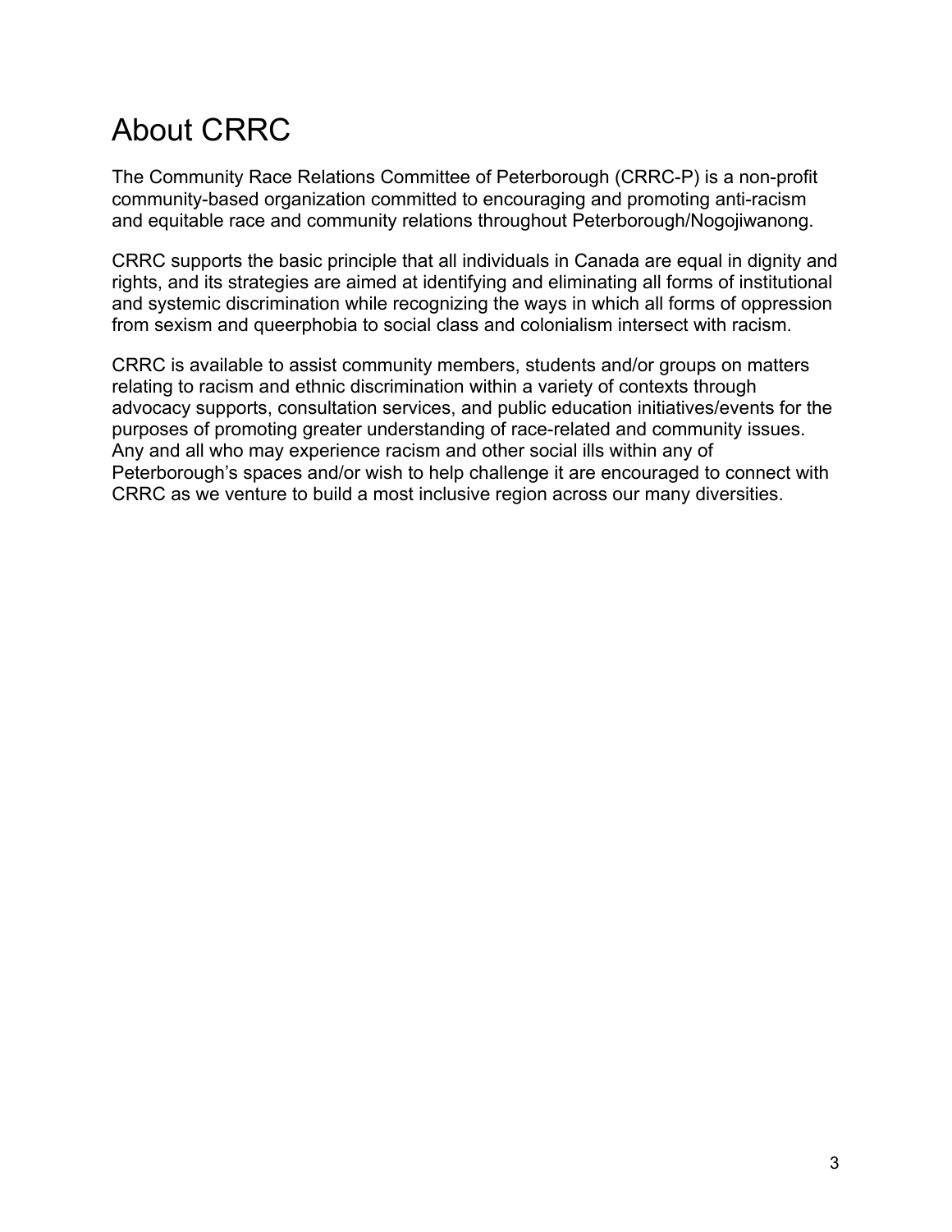# About CRRC

The Community Race Relations Committee of Peterborough (CRRC-P) is a non-profit community-based organization committed to encouraging and promoting anti-racism and equitable race and community relations throughout Peterborough/Nogojiwanong.

CRRC supports the basic principle that all individuals in Canada are equal in dignity and rights, and its strategies are aimed at identifying and eliminating all forms of institutional and systemic discrimination while recognizing the ways in which all forms of oppression from sexism and queerphobia to social class and colonialism intersect with racism.

CRRC is available to assist community members, students and/or groups on matters relating to racism and ethnic discrimination within a variety of contexts through advocacy supports, consultation services, and public education initiatives/events for the purposes of promoting greater understanding of race-related and community issues. Any and all who may experience racism and other social ills within any of Peterborough's spaces and/or wish to help challenge it are encouraged to connect with CRRC as we venture to build a most inclusive region across our many diversities.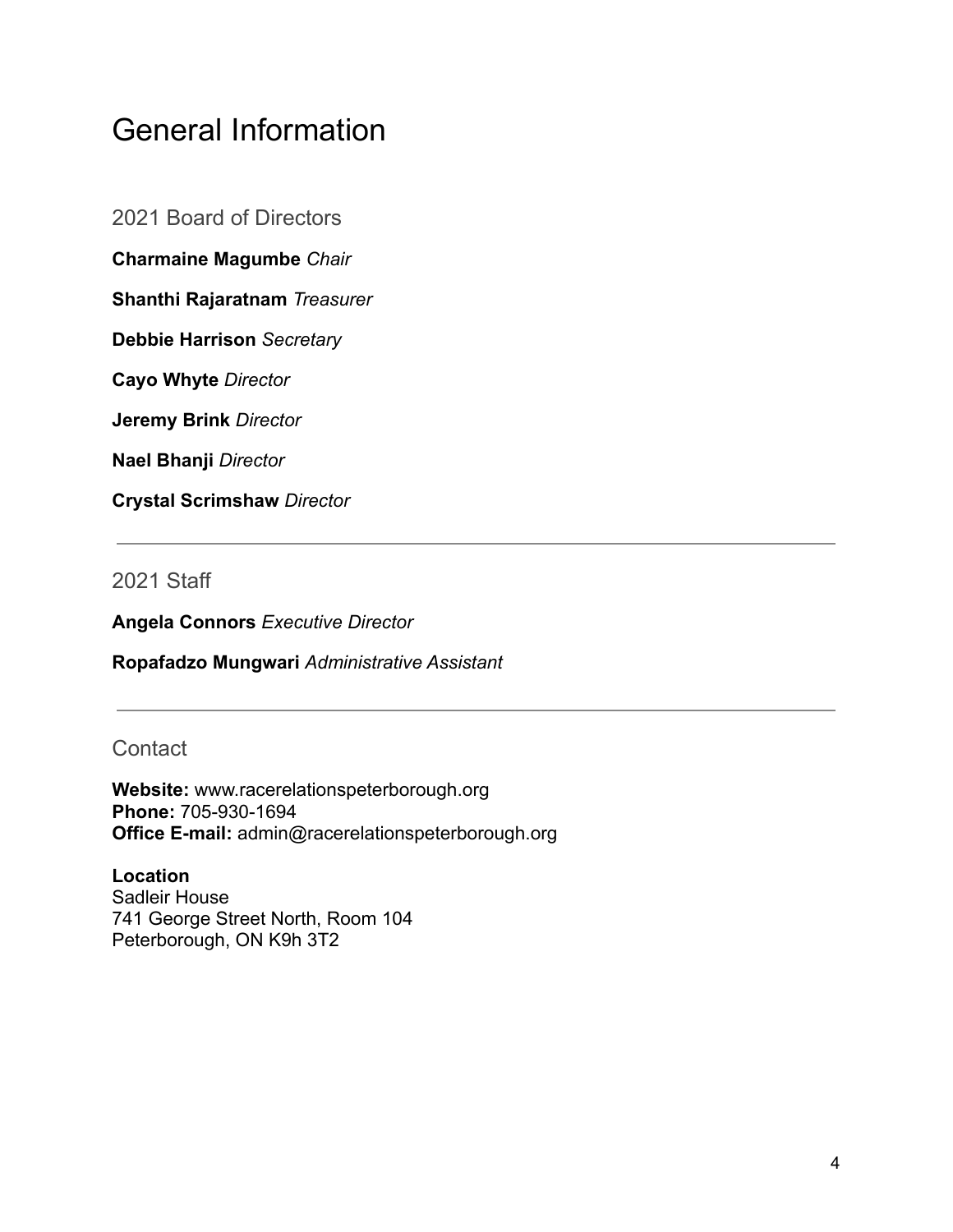# General Information

## 2021 Board of Directors

**Charmaine Magumbe** *Chair*

**Shanthi Rajaratnam** *Treasurer*

**Debbie Harrison** *Secretary*

**Cayo Whyte** *Director*

**Jeremy Brink** *Director*

**Nael Bhanji** *Director*

**Crystal Scrimshaw** *Director*

---

## 2021 Staff

**Angela Connors** *Executive Director*

**Ropafadzo Mungwari** *Administrative Assistant*

---

## Contact

**Website:** www.racerelationspeterborough.org
**Phone:** 705-930-1694
**Office E-mail:** admin@racerelationspeterborough.org

**Location**
Sadleir House
741 George Street North, Room 104
Peterborough, ON K9h 3T2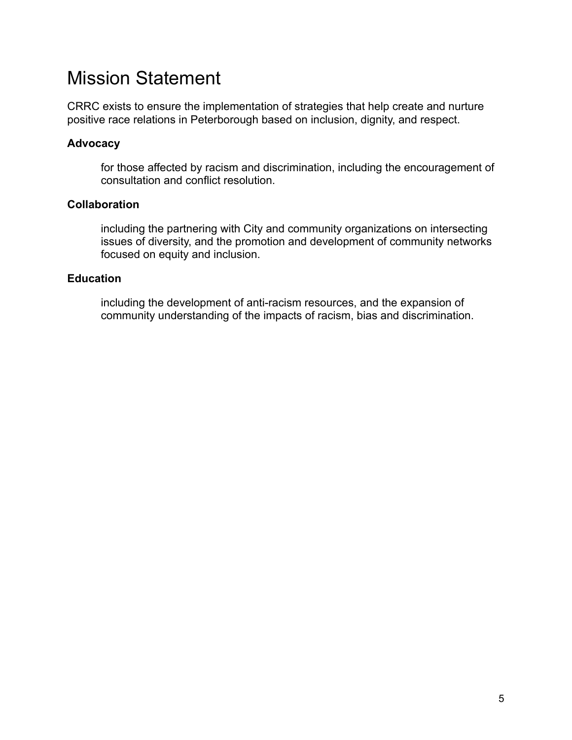# Mission Statement

CRRC exists to ensure the implementation of strategies that help create and nurture positive race relations in Peterborough based on inclusion, dignity, and respect.

**Advocacy**

for those affected by racism and discrimination, including the encouragement of consultation and conflict resolution.

**Collaboration**

including the partnering with City and community organizations on intersecting issues of diversity, and the promotion and development of community networks focused on equity and inclusion.

**Education**

including the development of anti-racism resources, and the expansion of community understanding of the impacts of racism, bias and discrimination.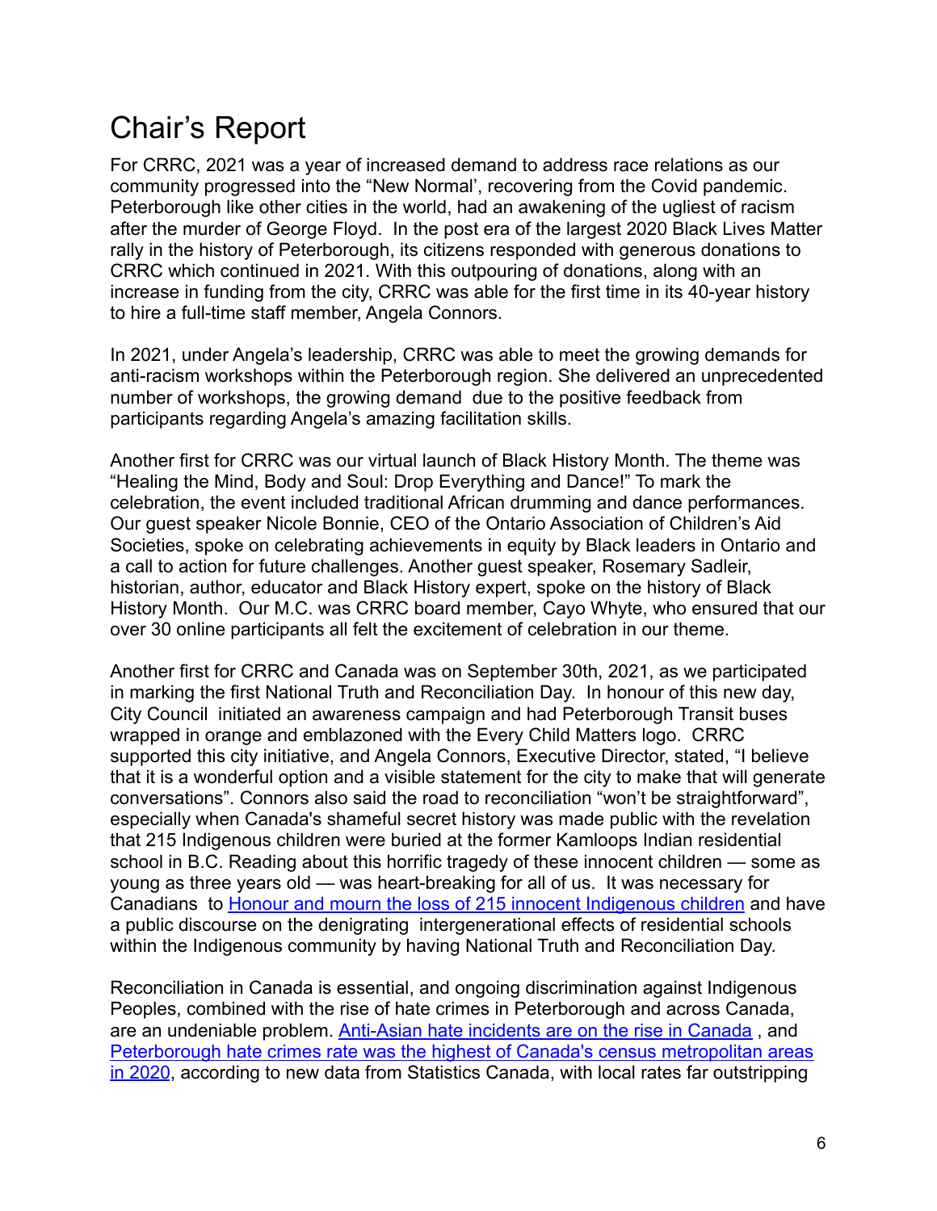# Chair's Report

For CRRC, 2021 was a year of increased demand to address race relations as our community progressed into the "New Normal', recovering from the Covid pandemic. Peterborough like other cities in the world, had an awakening of the ugliest of racism after the murder of George Floyd. In the post era of the largest 2020 Black Lives Matter rally in the history of Peterborough, its citizens responded with generous donations to CRRC which continued in 2021. With this outpouring of donations, along with an increase in funding from the city, CRRC was able for the first time in its 40-year history to hire a full-time staff member, Angela Connors.

In 2021, under Angela's leadership, CRRC was able to meet the growing demands for anti-racism workshops within the Peterborough region. She delivered an unprecedented number of workshops, the growing demand due to the positive feedback from participants regarding Angela's amazing facilitation skills.

Another first for CRRC was our virtual launch of Black History Month. The theme was "Healing the Mind, Body and Soul: Drop Everything and Dance!" To mark the celebration, the event included traditional African drumming and dance performances. Our guest speaker Nicole Bonnie, CEO of the Ontario Association of Children's Aid Societies, spoke on celebrating achievements in equity by Black leaders in Ontario and a call to action for future challenges. Another guest speaker, Rosemary Sadleir, historian, author, educator and Black History expert, spoke on the history of Black History Month. Our M.C. was CRRC board member, Cayo Whyte, who ensured that our over 30 online participants all felt the excitement of celebration in our theme.

Another first for CRRC and Canada was on September 30th, 2021, as we participated in marking the first National Truth and Reconciliation Day. In honour of this new day, City Council initiated an awareness campaign and had Peterborough Transit buses wrapped in orange and emblazoned with the Every Child Matters logo. CRRC supported this city initiative, and Angela Connors, Executive Director, stated, "I believe that it is a wonderful option and a visible statement for the city to make that will generate conversations". Connors also said the road to reconciliation "won't be straightforward", especially when Canada's shameful secret history was made public with the revelation that 215 Indigenous children were buried at the former Kamloops Indian residential school in B.C. Reading about this horrific tragedy of these innocent children — some as young as three years old — was heart-breaking for all of us. It was necessary for Canadians to Honour and mourn the loss of 215 innocent Indigenous children and have a public discourse on the denigrating intergenerational effects of residential schools within the Indigenous community by having National Truth and Reconciliation Day.

Reconciliation in Canada is essential, and ongoing discrimination against Indigenous Peoples, combined with the rise of hate crimes in Peterborough and across Canada, are an undeniable problem. Anti-Asian hate incidents are on the rise in Canada , and Peterborough hate crimes rate was the highest of Canada's census metropolitan areas in 2020, according to new data from Statistics Canada, with local rates far outstripping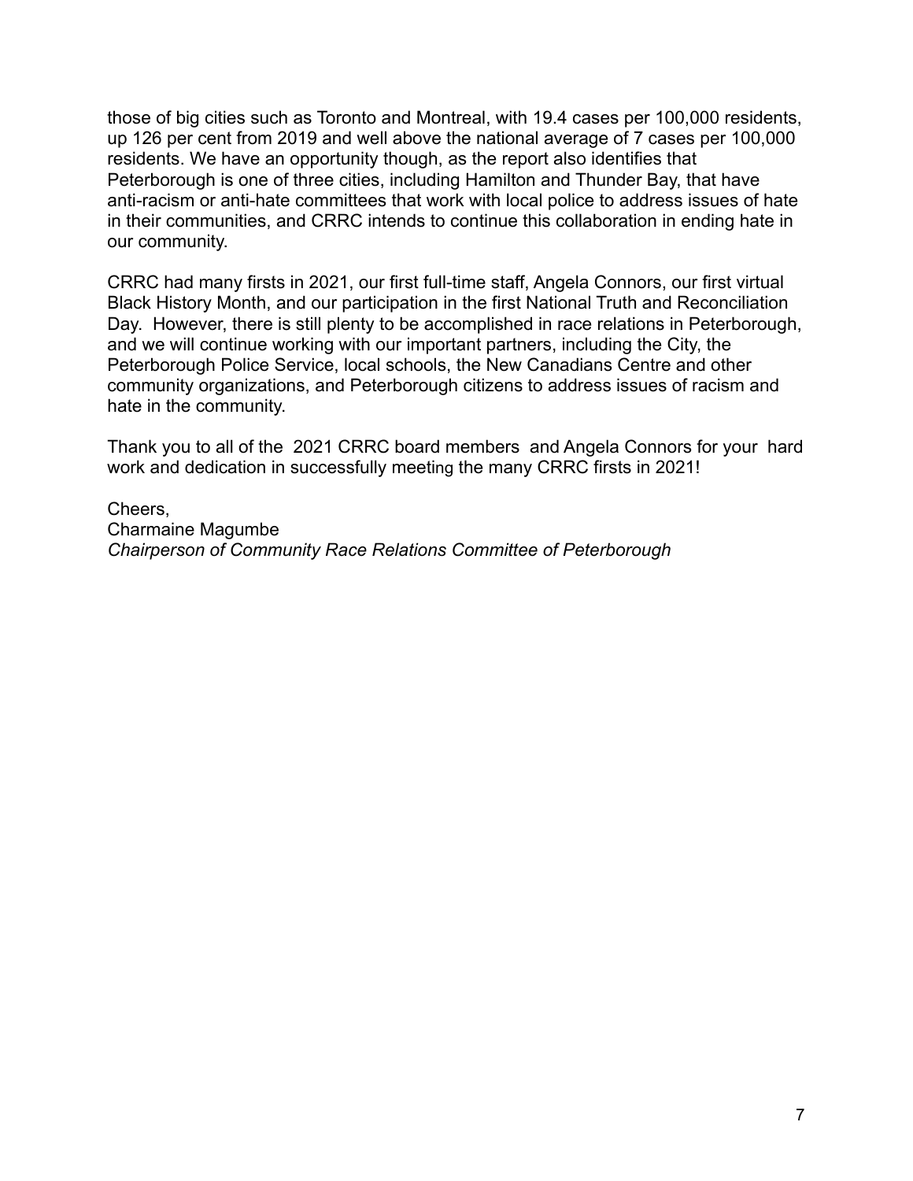those of big cities such as Toronto and Montreal, with 19.4 cases per 100,000 residents, up 126 per cent from 2019 and well above the national average of 7 cases per 100,000 residents. We have an opportunity though, as the report also identifies that Peterborough is one of three cities, including Hamilton and Thunder Bay, that have anti-racism or anti-hate committees that work with local police to address issues of hate in their communities, and CRRC intends to continue this collaboration in ending hate in our community.

CRRC had many firsts in 2021, our first full-time staff, Angela Connors, our first virtual Black History Month, and our participation in the first National Truth and Reconciliation Day. However, there is still plenty to be accomplished in race relations in Peterborough, and we will continue working with our important partners, including the City, the Peterborough Police Service, local schools, the New Canadians Centre and other community organizations, and Peterborough citizens to address issues of racism and hate in the community.

Thank you to all of the 2021 CRRC board members and Angela Connors for your hard work and dedication in successfully meeting the many CRRC firsts in 2021!

Cheers,
Charmaine Magumbe
*Chairperson of Community Race Relations Committee of Peterborough*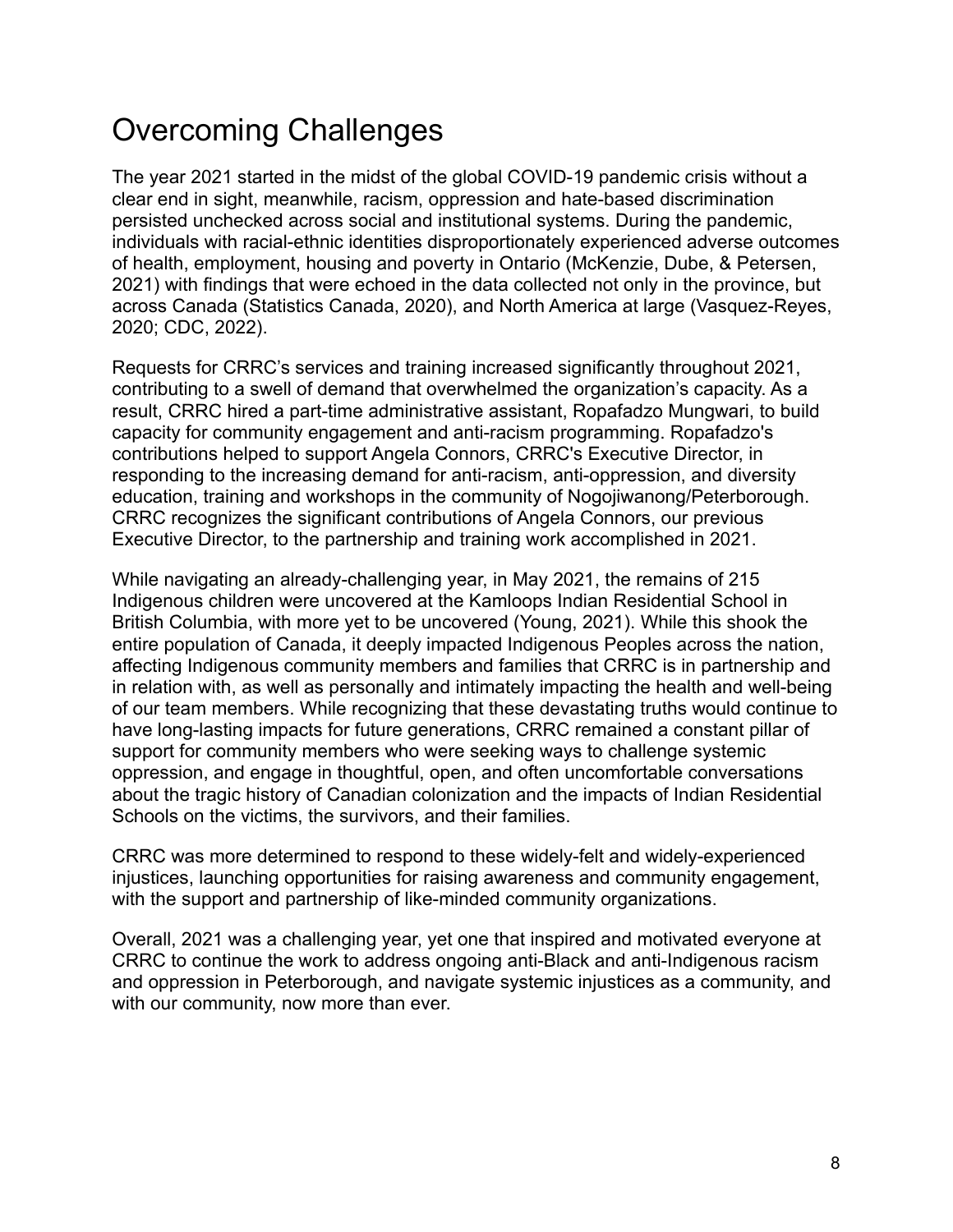# Overcoming Challenges

The year 2021 started in the midst of the global COVID-19 pandemic crisis without a clear end in sight, meanwhile, racism, oppression and hate-based discrimination persisted unchecked across social and institutional systems. During the pandemic, individuals with racial-ethnic identities disproportionately experienced adverse outcomes of health, employment, housing and poverty in Ontario (McKenzie, Dube, & Petersen, 2021) with findings that were echoed in the data collected not only in the province, but across Canada (Statistics Canada, 2020), and North America at large (Vasquez-Reyes, 2020; CDC, 2022).

Requests for CRRC's services and training increased significantly throughout 2021, contributing to a swell of demand that overwhelmed the organization's capacity. As a result, CRRC hired a part-time administrative assistant, Ropafadzo Mungwari, to build capacity for community engagement and anti-racism programming. Ropafadzo's contributions helped to support Angela Connors, CRRC's Executive Director, in responding to the increasing demand for anti-racism, anti-oppression, and diversity education, training and workshops in the community of Nogojiwanong/Peterborough. CRRC recognizes the significant contributions of Angela Connors, our previous Executive Director, to the partnership and training work accomplished in 2021.

While navigating an already-challenging year, in May 2021, the remains of 215 Indigenous children were uncovered at the Kamloops Indian Residential School in British Columbia, with more yet to be uncovered (Young, 2021). While this shook the entire population of Canada, it deeply impacted Indigenous Peoples across the nation, affecting Indigenous community members and families that CRRC is in partnership and in relation with, as well as personally and intimately impacting the health and well-being of our team members. While recognizing that these devastating truths would continue to have long-lasting impacts for future generations, CRRC remained a constant pillar of support for community members who were seeking ways to challenge systemic oppression, and engage in thoughtful, open, and often uncomfortable conversations about the tragic history of Canadian colonization and the impacts of Indian Residential Schools on the victims, the survivors, and their families.

CRRC was more determined to respond to these widely-felt and widely-experienced injustices, launching opportunities for raising awareness and community engagement, with the support and partnership of like-minded community organizations.

Overall, 2021 was a challenging year, yet one that inspired and motivated everyone at CRRC to continue the work to address ongoing anti-Black and anti-Indigenous racism and oppression in Peterborough, and navigate systemic injustices as a community, and with our community, now more than ever.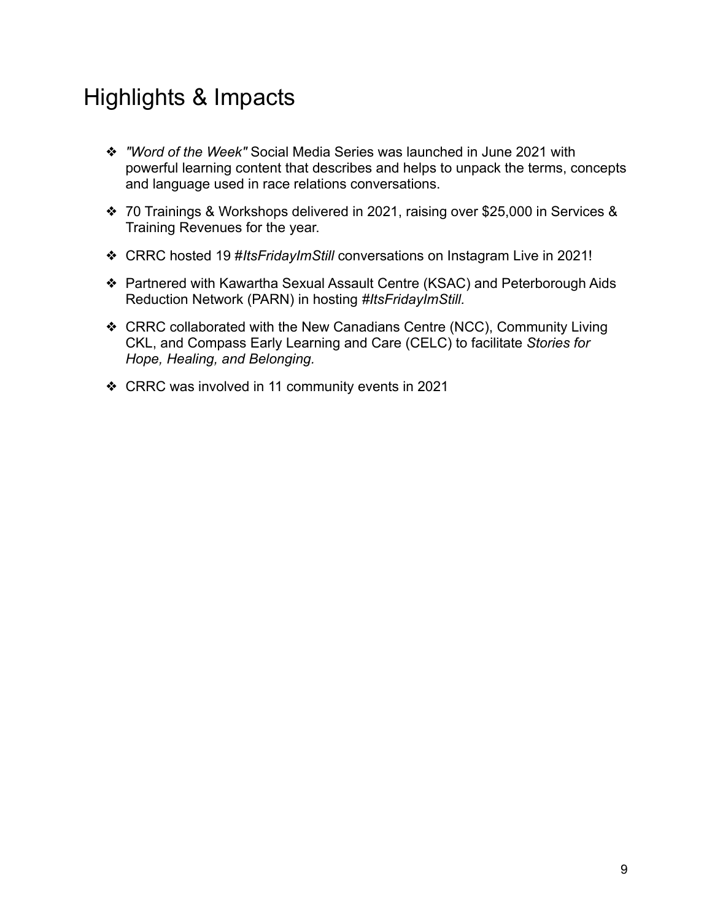# Highlights & Impacts

- *"Word of the Week"* Social Media Series was launched in June 2021 with powerful learning content that describes and helps to unpack the terms, concepts and language used in race relations conversations.
- 70 Trainings & Workshops delivered in 2021, raising over $25,000 in Services & Training Revenues for the year.
- CRRC hosted 19 #*ItsFridayImStill* conversations on Instagram Live in 2021!
- Partnered with Kawartha Sexual Assault Centre (KSAC) and Peterborough Aids Reduction Network (PARN) in hosting *#ItsFridayImStill.*
- CRRC collaborated with the New Canadians Centre (NCC), Community Living CKL, and Compass Early Learning and Care (CELC) to facilitate *Stories for Hope, Healing, and Belonging.*
- CRRC was involved in 11 community events in 2021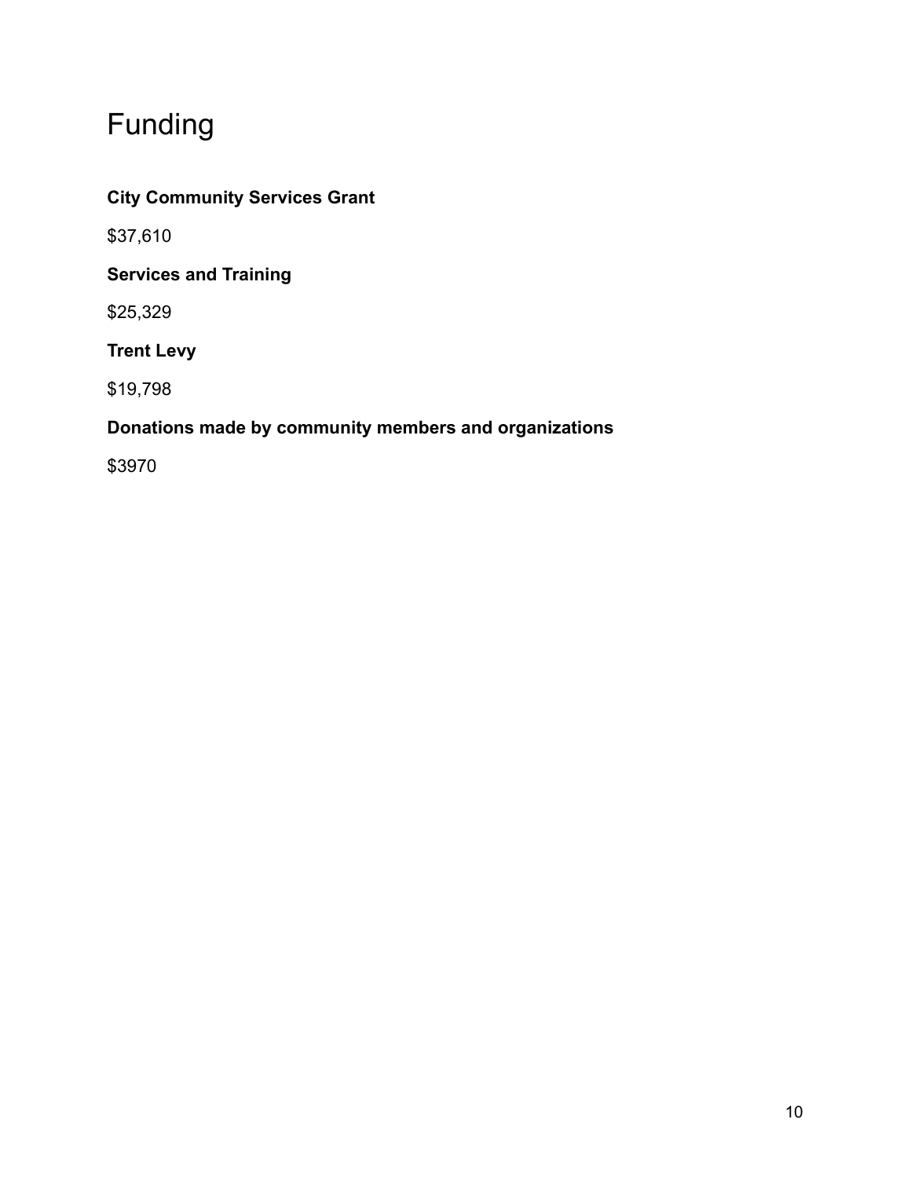# Funding

**City Community Services Grant**

$37,610

**Services and Training**

$25,329

**Trent Levy**

$19,798

**Donations made by community members and organizations**

$3970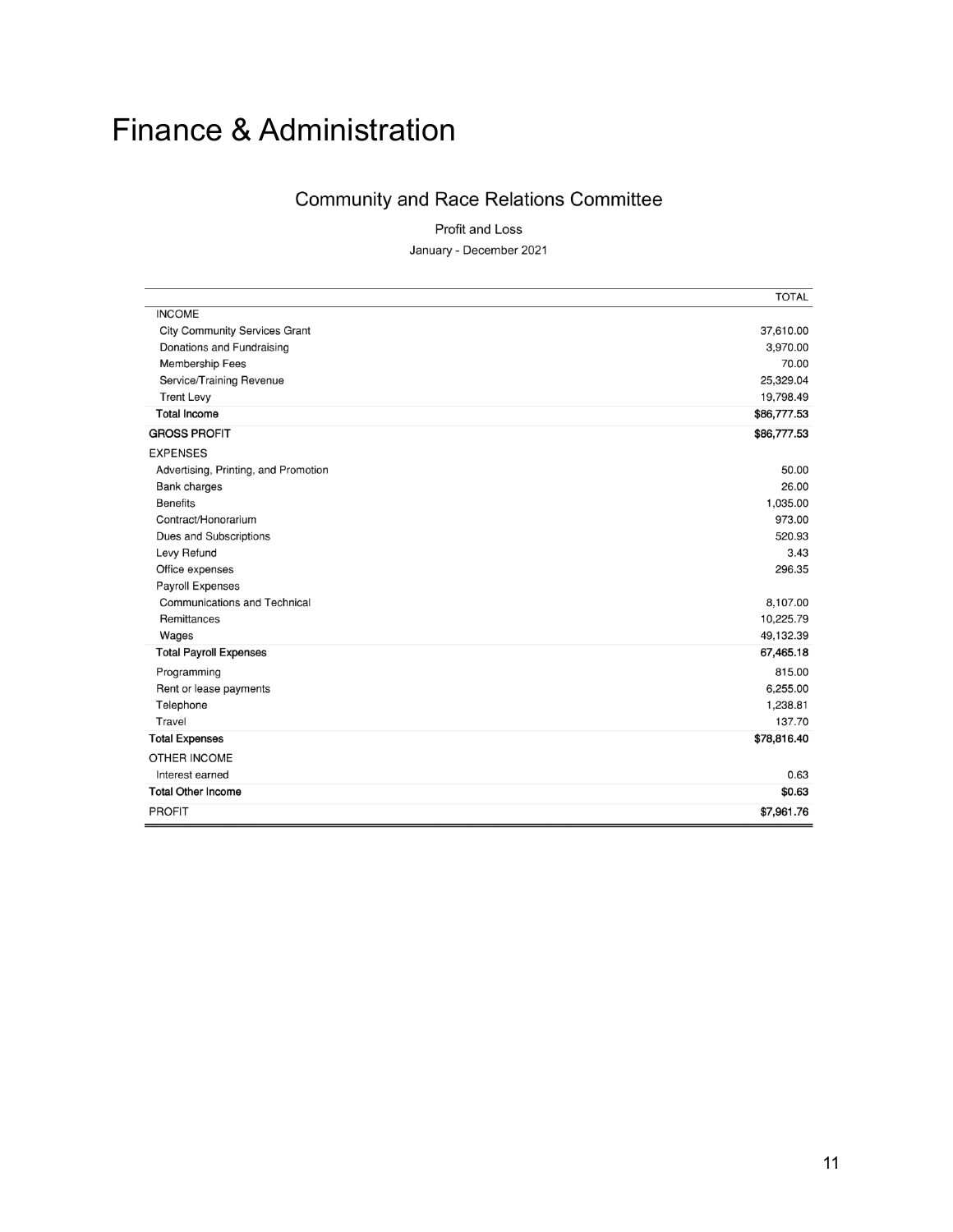# Finance & Administration

## Community and Race Relations Committee

Profit and Loss

January - December 2021

| | TOTAL |
|---|---|
| INCOME | |
| City Community Services Grant | 37,610.00 |
| Donations and Fundraising | 3,970.00 |
| Membership Fees | 70.00 |
| Service/Training Revenue | 25,329.04 |
| Trent Levy | 19,798.49 |
| **Total Income** | **$86,777.53** |
| **GROSS PROFIT** | **$86,777.53** |
| EXPENSES | |
| Advertising, Printing, and Promotion | 50.00 |
| Bank charges | 26.00 |
| Benefits | 1,035.00 |
| Contract/Honorarium | 973.00 |
| Dues and Subscriptions | 520.93 |
| Levy Refund | 3.43 |
| Office expenses | 296.35 |
| Payroll Expenses | |
| Communications and Technical | 8,107.00 |
| Remittances | 10,225.79 |
| Wages | 49,132.39 |
| **Total Payroll Expenses** | **67,465.18** |
| Programming | 815.00 |
| Rent or lease payments | 6,255.00 |
| Telephone | 1,238.81 |
| Travel | 137.70 |
| **Total Expenses** | **$78,816.40** |
| OTHER INCOME | |
| Interest earned | 0.63 |
| **Total Other Income** | **$0.63** |
| PROFIT | **$7,961.76** |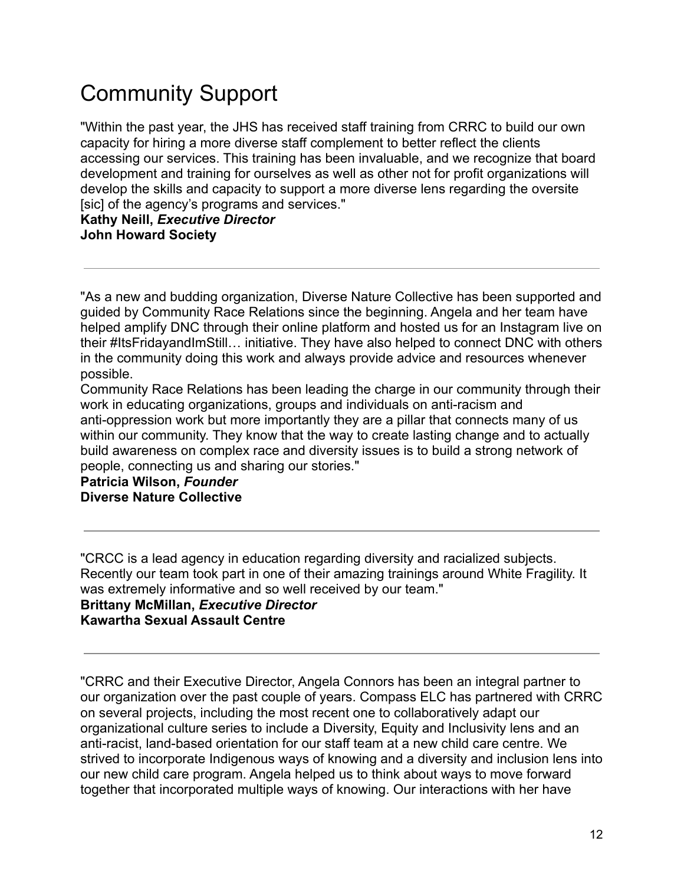# Community Support

"Within the past year, the JHS has received staff training from CRRC to build our own capacity for hiring a more diverse staff complement to better reflect the clients accessing our services. This training has been invaluable, and we recognize that board development and training for ourselves as well as other not for profit organizations will develop the skills and capacity to support a more diverse lens regarding the oversite [sic] of the agency's programs and services."
**Kathy Neill, *Executive Director***
**John Howard Society**

---

"As a new and budding organization, Diverse Nature Collective has been supported and guided by Community Race Relations since the beginning. Angela and her team have helped amplify DNC through their online platform and hosted us for an Instagram live on their #ItsFridayandImStill… initiative. They have also helped to connect DNC with others in the community doing this work and always provide advice and resources whenever possible.
Community Race Relations has been leading the charge in our community through their work in educating organizations, groups and individuals on anti-racism and anti-oppression work but more importantly they are a pillar that connects many of us within our community. They know that the way to create lasting change and to actually build awareness on complex race and diversity issues is to build a strong network of people, connecting us and sharing our stories."
**Patricia Wilson, *Founder***
**Diverse Nature Collective**

---

"CRCC is a lead agency in education regarding diversity and racialized subjects. Recently our team took part in one of their amazing trainings around White Fragility. It was extremely informative and so well received by our team."
**Brittany McMillan, *Executive Director***
**Kawartha Sexual Assault Centre**

---

"CRRC and their Executive Director, Angela Connors has been an integral partner to our organization over the past couple of years. Compass ELC has partnered with CRRC on several projects, including the most recent one to collaboratively adapt our organizational culture series to include a Diversity, Equity and Inclusivity lens and an anti-racist, land-based orientation for our staff team at a new child care centre. We strived to incorporate Indigenous ways of knowing and a diversity and inclusion lens into our new child care program. Angela helped us to think about ways to move forward together that incorporated multiple ways of knowing. Our interactions with her have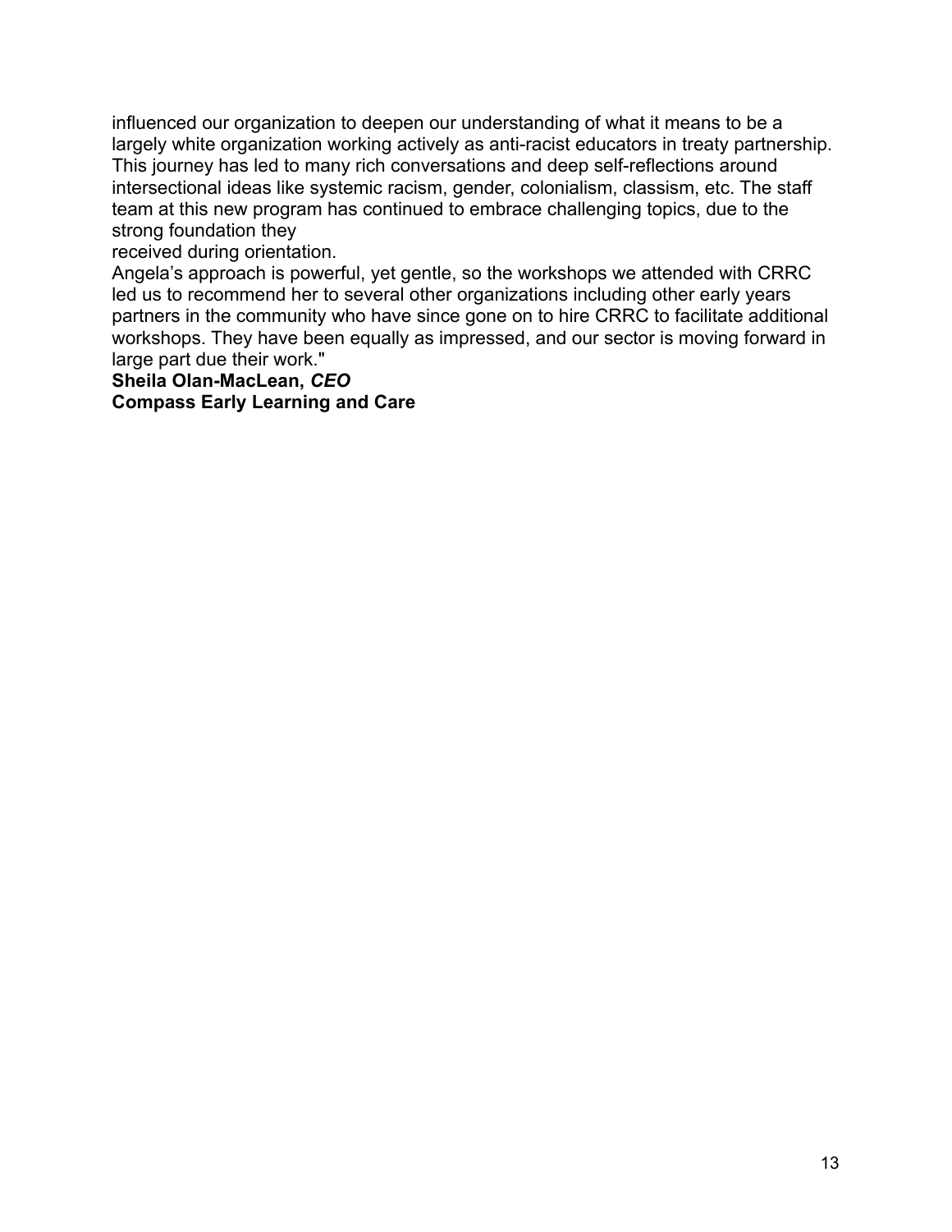influenced our organization to deepen our understanding of what it means to be a largely white organization working actively as anti-racist educators in treaty partnership. This journey has led to many rich conversations and deep self-reflections around intersectional ideas like systemic racism, gender, colonialism, classism, etc. The staff team at this new program has continued to embrace challenging topics, due to the strong foundation they received during orientation.

Angela's approach is powerful, yet gentle, so the workshops we attended with CRRC led us to recommend her to several other organizations including other early years partners in the community who have since gone on to hire CRRC to facilitate additional workshops. They have been equally as impressed, and our sector is moving forward in large part due their work."

**Sheila Olan-MacLean, *CEO***
**Compass Early Learning and Care**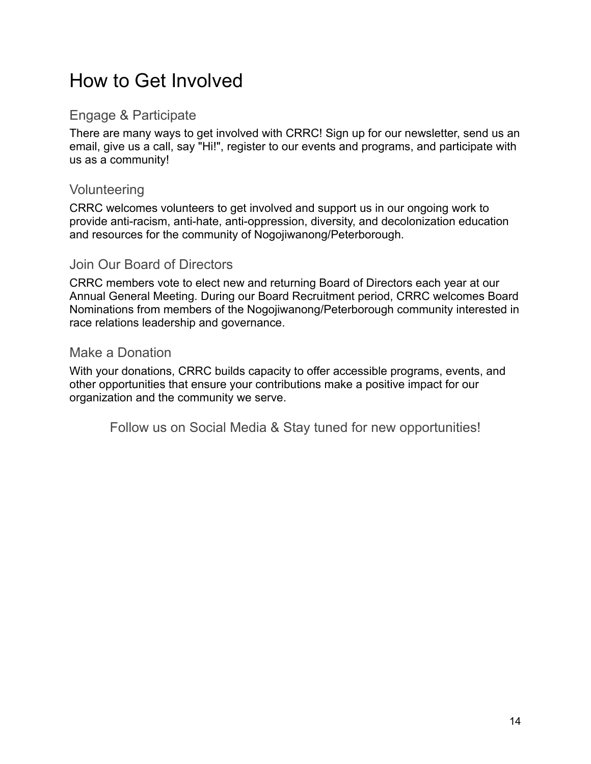# How to Get Involved

## Engage & Participate

There are many ways to get involved with CRRC! Sign up for our newsletter, send us an email, give us a call, say "Hi!", register to our events and programs, and participate with us as a community!

## Volunteering

CRRC welcomes volunteers to get involved and support us in our ongoing work to provide anti-racism, anti-hate, anti-oppression, diversity, and decolonization education and resources for the community of Nogojiwanong/Peterborough.

## Join Our Board of Directors

CRRC members vote to elect new and returning Board of Directors each year at our Annual General Meeting. During our Board Recruitment period, CRRC welcomes Board Nominations from members of the Nogojiwanong/Peterborough community interested in race relations leadership and governance.

## Make a Donation

With your donations, CRRC builds capacity to offer accessible programs, events, and other opportunities that ensure your contributions make a positive impact for our organization and the community we serve.

Follow us on Social Media & Stay tuned for new opportunities!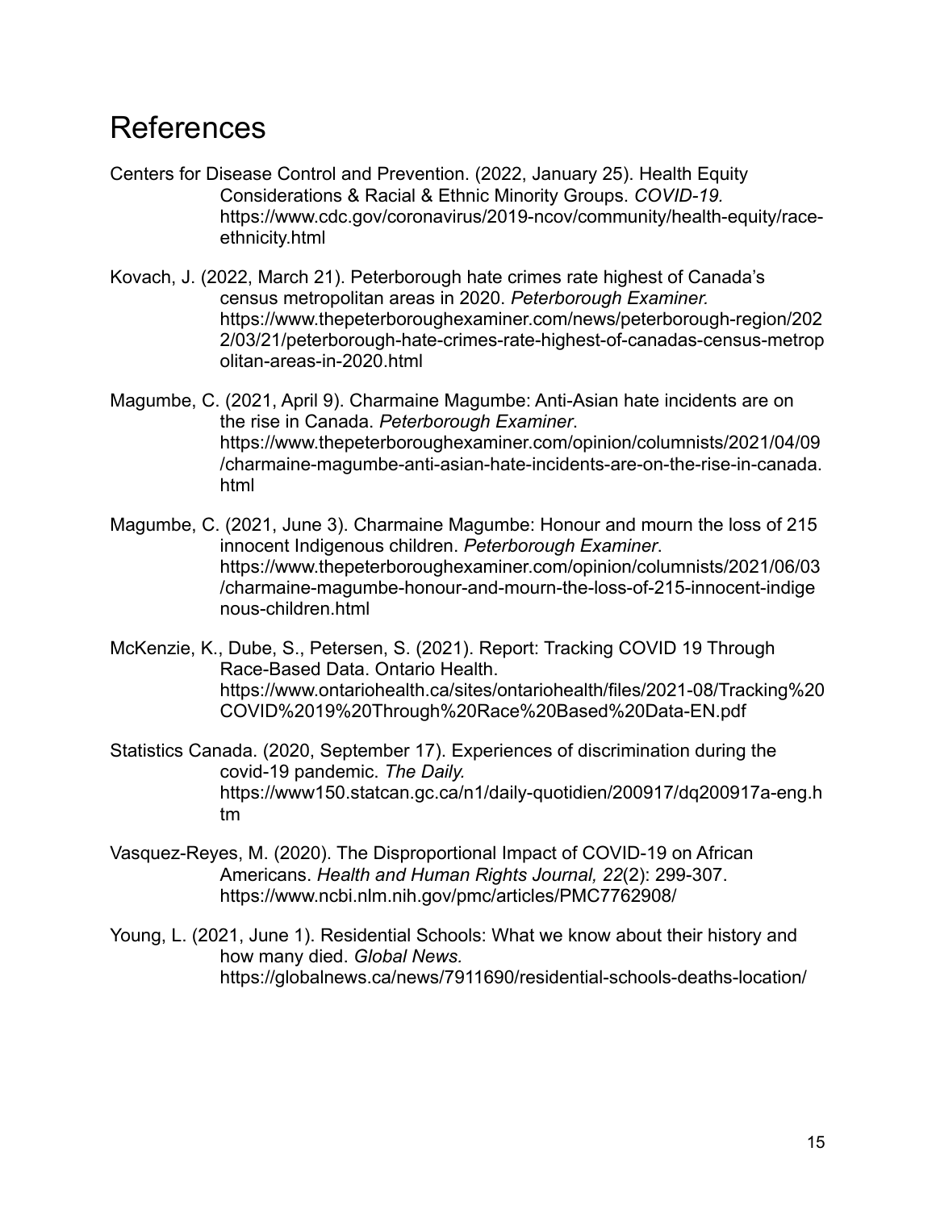# References

Centers for Disease Control and Prevention. (2022, January 25). Health Equity Considerations & Racial & Ethnic Minority Groups. *COVID-19.* https://www.cdc.gov/coronavirus/2019-ncov/community/health-equity/race-ethnicity.html

Kovach, J. (2022, March 21). Peterborough hate crimes rate highest of Canada's census metropolitan areas in 2020. *Peterborough Examiner.* https://www.thepeterboroughexaminer.com/news/peterborough-region/2022/03/21/peterborough-hate-crimes-rate-highest-of-canadas-census-metropolitan-areas-in-2020.html

Magumbe, C. (2021, April 9). Charmaine Magumbe: Anti-Asian hate incidents are on the rise in Canada. *Peterborough Examiner*. https://www.thepeterboroughexaminer.com/opinion/columnists/2021/04/09/charmaine-magumbe-anti-asian-hate-incidents-are-on-the-rise-in-canada.html

Magumbe, C. (2021, June 3). Charmaine Magumbe: Honour and mourn the loss of 215 innocent Indigenous children. *Peterborough Examiner*. https://www.thepeterboroughexaminer.com/opinion/columnists/2021/06/03/charmaine-magumbe-honour-and-mourn-the-loss-of-215-innocent-indigenous-children.html

McKenzie, K., Dube, S., Petersen, S. (2021). Report: Tracking COVID 19 Through Race-Based Data. Ontario Health. https://www.ontariohealth.ca/sites/ontariohealth/files/2021-08/Tracking%20COVID%2019%20Through%20Race%20Based%20Data-EN.pdf

Statistics Canada. (2020, September 17). Experiences of discrimination during the covid-19 pandemic. *The Daily.* https://www150.statcan.gc.ca/n1/daily-quotidien/200917/dq200917a-eng.htm

Vasquez-Reyes, M. (2020). The Disproportional Impact of COVID-19 on African Americans. *Health and Human Rights Journal, 22*(2): 299-307. https://www.ncbi.nlm.nih.gov/pmc/articles/PMC7762908/

Young, L. (2021, June 1). Residential Schools: What we know about their history and how many died. *Global News.* https://globalnews.ca/news/7911690/residential-schools-deaths-location/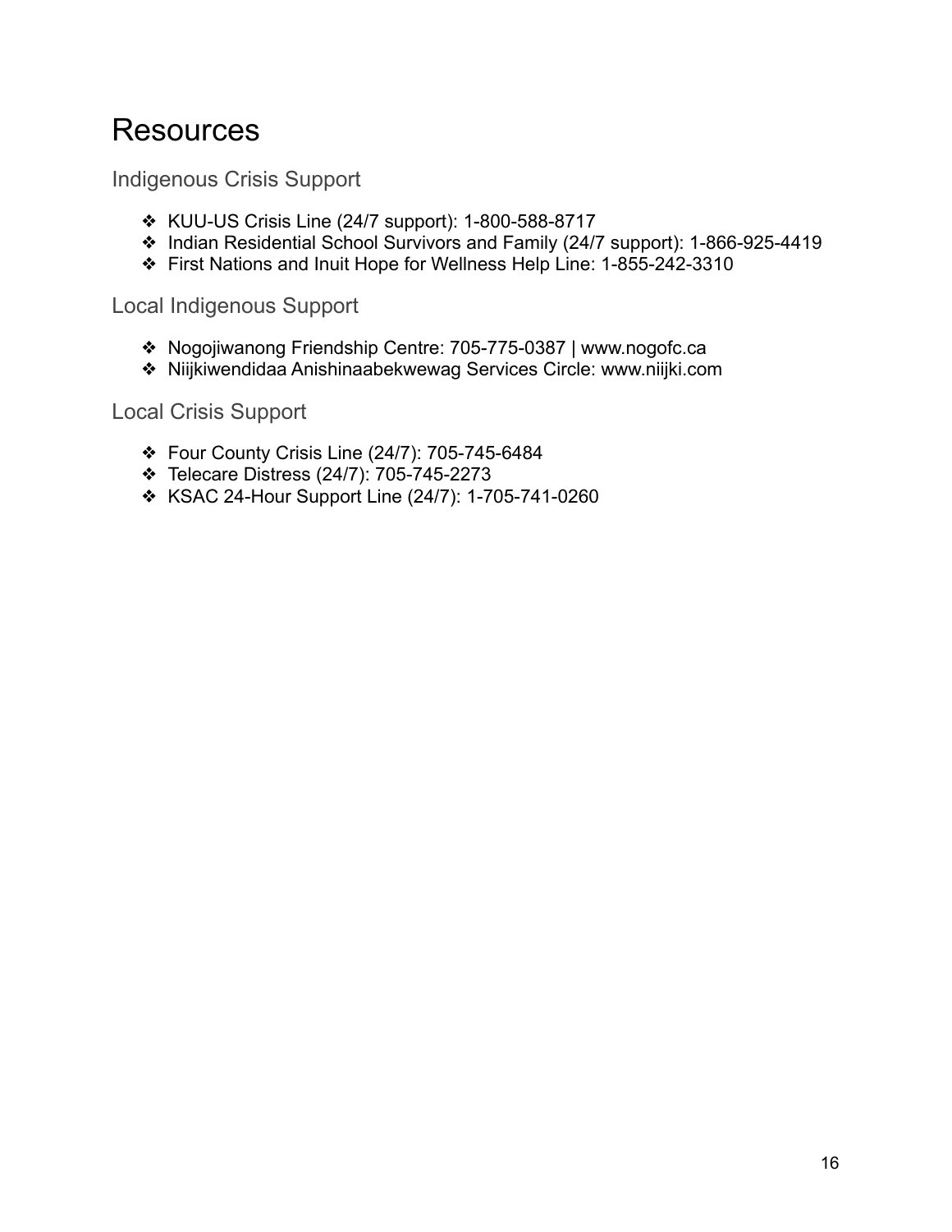# Resources

## Indigenous Crisis Support

- KUU-US Crisis Line (24/7 support): 1-800-588-8717
- Indian Residential School Survivors and Family (24/7 support): 1-866-925-4419
- First Nations and Inuit Hope for Wellness Help Line: 1-855-242-3310

## Local Indigenous Support

- Nogojiwanong Friendship Centre: 705-775-0387 | www.nogofc.ca
- Niijkiwendidaa Anishinaabekwewag Services Circle: www.niijki.com

## Local Crisis Support

- Four County Crisis Line (24/7): 705-745-6484
- Telecare Distress (24/7): 705-745-2273
- KSAC 24-Hour Support Line (24/7): 1-705-741-0260